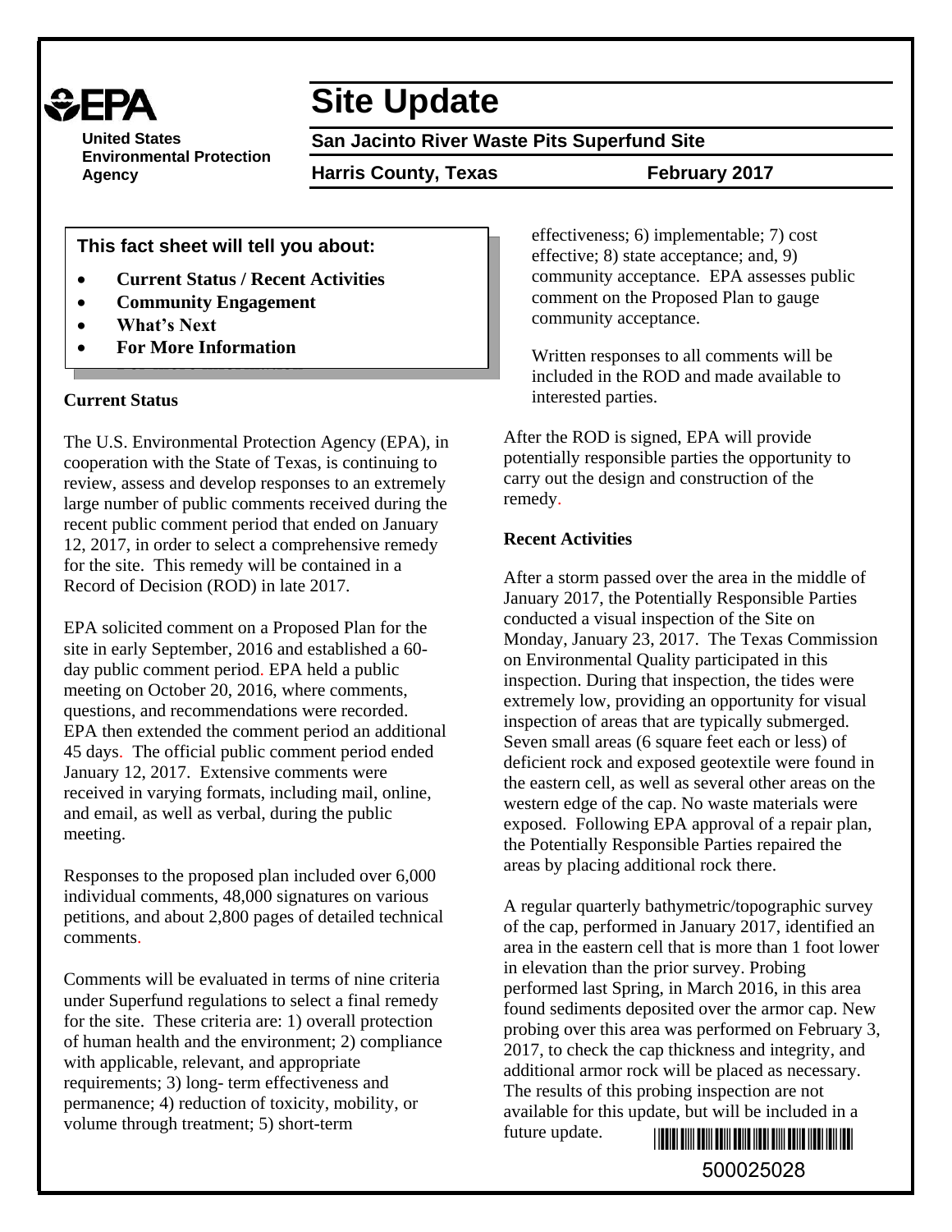**United States Environmental Protection Agency**

# Site Update

**San Jacinto River Waste Pits Superfund Site**

**Harris County, Texas** **February 2017**

**This fact sheet will tell you about:**

- **Current Status / Recent Activities**
- **Community Engagement**
- **What's Next**
- **For More Information**

## Current Status

The U.S. Environmental Protection Agency (EPA), in cooperation with the State of Texas, is continuing to review, assess and develop responses to an extremely large number of public comments received during the recent public comment period that ended on January 12, 2017, in order to select a comprehensive remedy for the site. This remedy will be contained in a Record of Decision (ROD) in late 2017.

EPA solicited comment on a Proposed Plan for the site in early September, 2016 and established a 60-day public comment period. EPA held a public meeting on October 20, 2016, where comments, questions, and recommendations were recorded. EPA then extended the comment period an additional 45 days. The official public comment period ended January 12, 2017. Extensive comments were received in varying formats, including mail, online, and email, as well as verbal, during the public meeting.

Responses to the proposed plan included over 6,000 individual comments, 48,000 signatures on various petitions, and about 2,800 pages of detailed technical comments.

Comments will be evaluated in terms of nine criteria under Superfund regulations to select a final remedy for the site. These criteria are: 1) overall protection of human health and the environment; 2) compliance with applicable, relevant, and appropriate requirements; 3) long- term effectiveness and permanence; 4) reduction of toxicity, mobility, or volume through treatment; 5) short-term effectiveness; 6) implementable; 7) cost effective; 8) state acceptance; and, 9) community acceptance. EPA assesses public comment on the Proposed Plan to gauge community acceptance.

Written responses to all comments will be included in the ROD and made available to interested parties.

After the ROD is signed, EPA will provide potentially responsible parties the opportunity to carry out the design and construction of the remedy.

## Recent Activities

After a storm passed over the area in the middle of January 2017, the Potentially Responsible Parties conducted a visual inspection of the Site on Monday, January 23, 2017. The Texas Commission on Environmental Quality participated in this inspection. During that inspection, the tides were extremely low, providing an opportunity for visual inspection of areas that are typically submerged. Seven small areas (6 square feet each or less) of deficient rock and exposed geotextile were found in the eastern cell, as well as several other areas on the western edge of the cap. No waste materials were exposed. Following EPA approval of a repair plan, the Potentially Responsible Parties repaired the areas by placing additional rock there.

A regular quarterly bathymetric/topographic survey of the cap, performed in January 2017, identified an area in the eastern cell that is more than 1 foot lower in elevation than the prior survey. Probing performed last Spring, in March 2016, in this area found sediments deposited over the armor cap. New probing over this area was performed on February 3, 2017, to check the cap thickness and integrity, and additional armor rock will be placed as necessary. The results of this probing inspection are not available for this update, but will be included in a future update.

500025028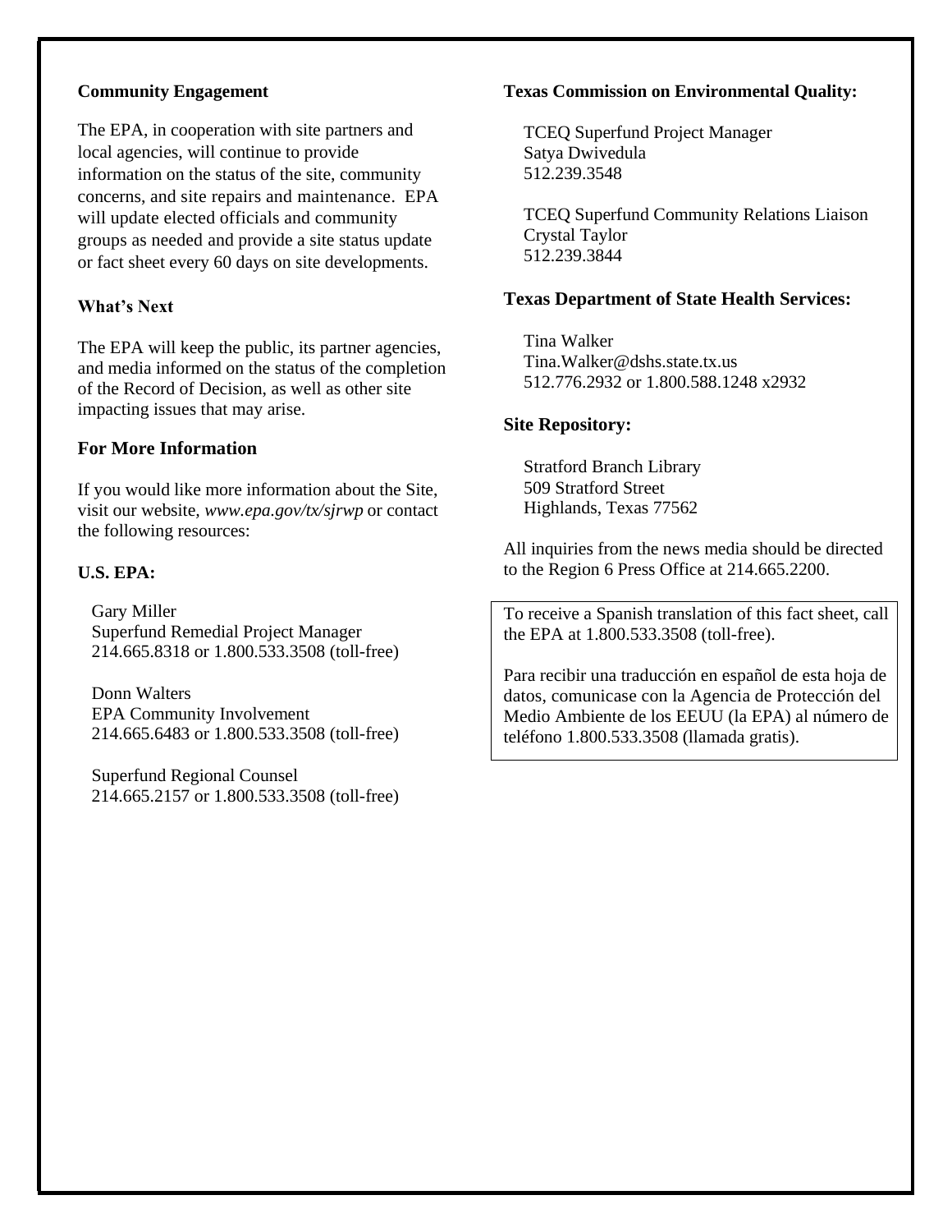## Community Engagement

The EPA, in cooperation with site partners and local agencies, will continue to provide information on the status of the site, community concerns, and site repairs and maintenance. EPA will update elected officials and community groups as needed and provide a site status update or fact sheet every 60 days on site developments.

## What's Next

The EPA will keep the public, its partner agencies, and media informed on the status of the completion of the Record of Decision, as well as other site impacting issues that may arise.

## For More Information

If you would like more information about the Site, visit our website, *www.epa.gov/tx/sjrwp* or contact the following resources:

### U.S. EPA:

Gary Miller
Superfund Remedial Project Manager
214.665.8318 or 1.800.533.3508 (toll-free)

Donn Walters
EPA Community Involvement
214.665.6483 or 1.800.533.3508 (toll-free)

Superfund Regional Counsel
214.665.2157 or 1.800.533.3508 (toll-free)

### Texas Commission on Environmental Quality:

TCEQ Superfund Project Manager
Satya Dwivedula
512.239.3548

TCEQ Superfund Community Relations Liaison
Crystal Taylor
512.239.3844

### Texas Department of State Health Services:

Tina Walker
Tina.Walker@dshs.state.tx.us
512.776.2932 or 1.800.588.1248 x2932

### Site Repository:

Stratford Branch Library
509 Stratford Street
Highlands, Texas 77562

All inquiries from the news media should be directed to the Region 6 Press Office at 214.665.2200.

To receive a Spanish translation of this fact sheet, call the EPA at 1.800.533.3508 (toll-free).

Para recibir una traducción en español de esta hoja de datos, comunicase con la Agencia de Protección del Medio Ambiente de los EEUU (la EPA) al número de teléfono 1.800.533.3508 (llamada gratis).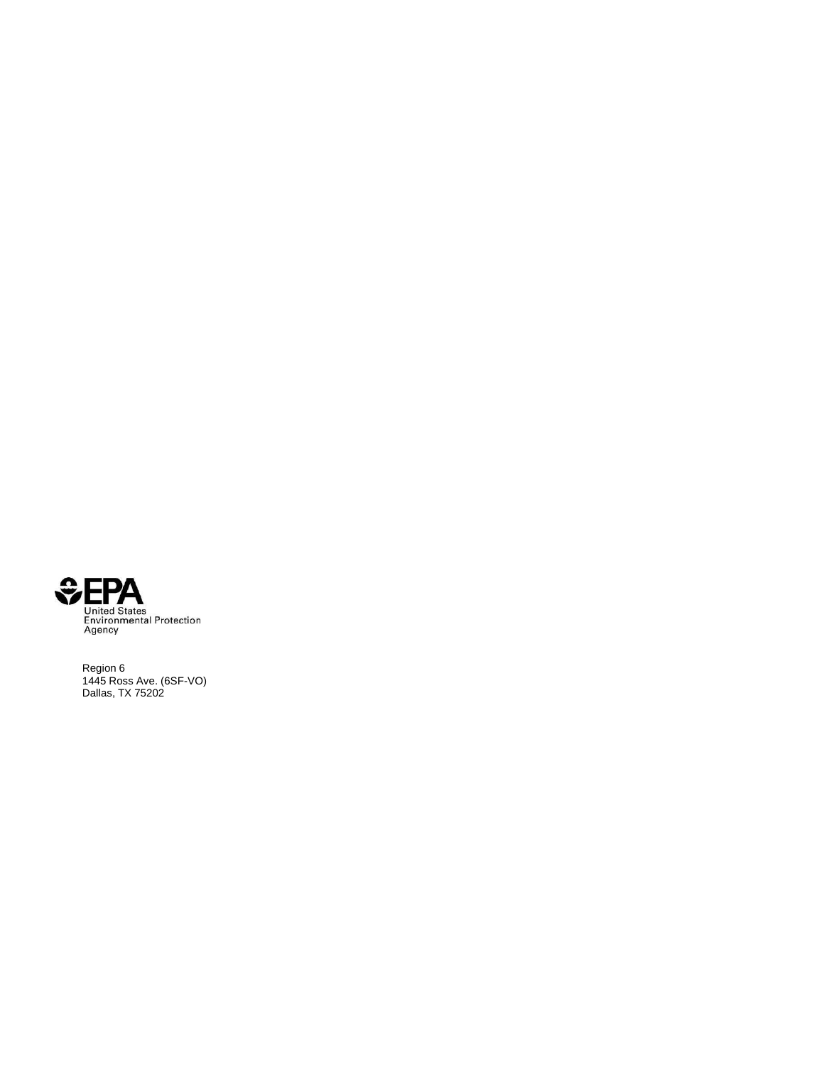EPA
United States
Environmental Protection
Agency

Region 6
1445 Ross Ave. (6SF-VO)
Dallas, TX 75202